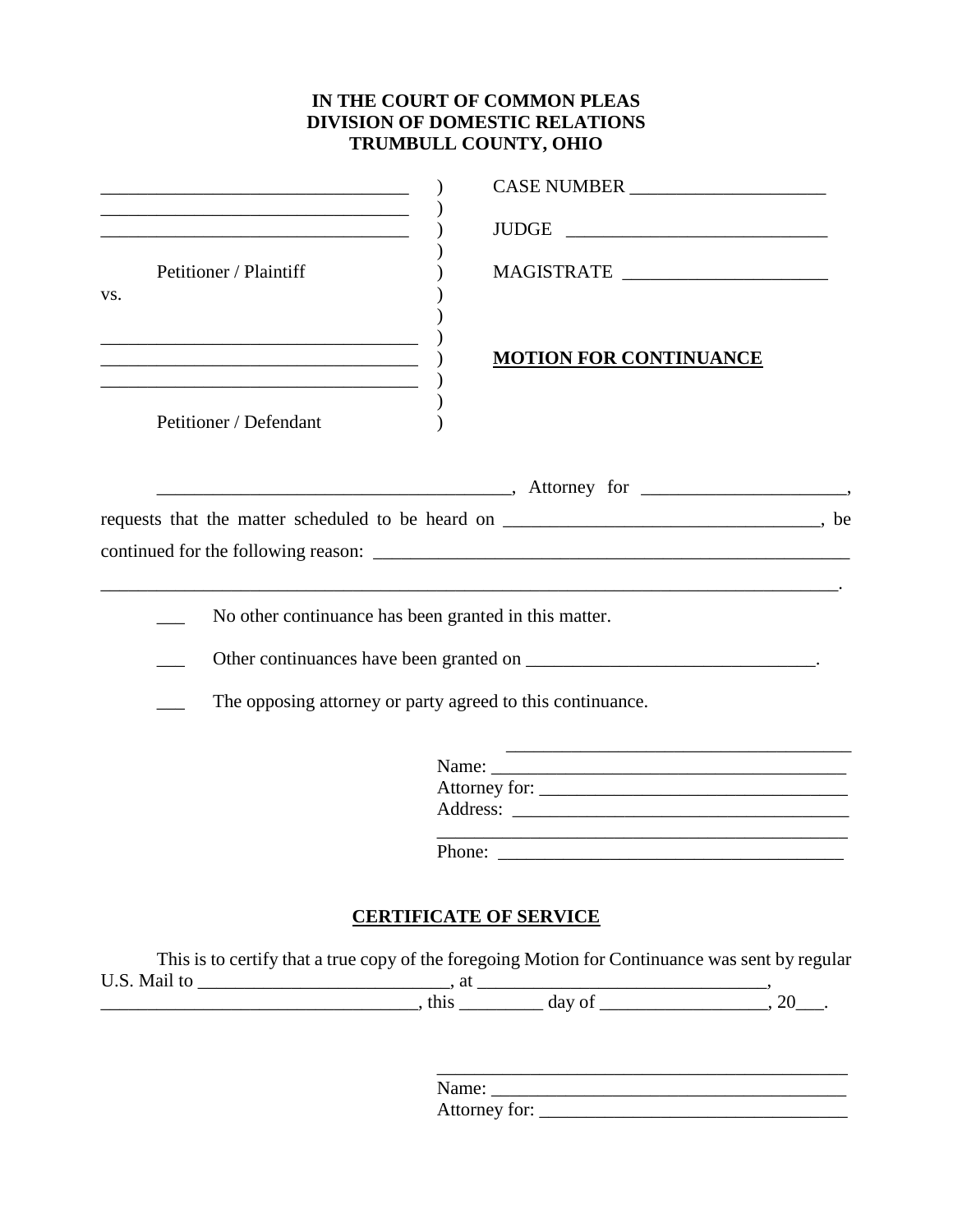**IN THE COURT OF COMMON PLEAS**
**DIVISION OF DOMESTIC RELATIONS**
**TRUMBULL COUNTY, OHIO**

| | | |
|---|---|---|
| ________________________________ | ) | CASE NUMBER ____________________ |
| ________________________________ | ) | |
| ________________________________ | ) | JUDGE ___________________________ |
| | ) | |
| Petitioner / Plaintiff | ) | MAGISTRATE _____________________ |
| vs. | ) | |
| | ) | |
| ________________________________ | ) | |
| ________________________________ | ) | **MOTION FOR CONTINUANCE** |
| ________________________________ | ) | |
| | ) | |
| Petitioner / Defendant | ) | |

_____________________________________, Attorney for _____________________, requests that the matter scheduled to be heard on _________________________________, be continued for the following reason: _____________________________________________________
_____________________________________________________________________________.

___ No other continuance has been granted in this matter.

___ Other continuances have been granted on _______________________________.

___ The opposing attorney or party agreed to this continuance.

_____________________________________
Name: ______________________________________
Attorney for: _________________________________
Address: ____________________________________
___________________________________________
Phone: ____________________________________

## CERTIFICATE OF SERVICE

This is to certify that a true copy of the foregoing Motion for Continuance was sent by regular U.S. Mail to __________________________, at ______________________________, _________________________________, this _________ day of __________________, 20___.

___________________________________________
Name: ______________________________________
Attorney for: _________________________________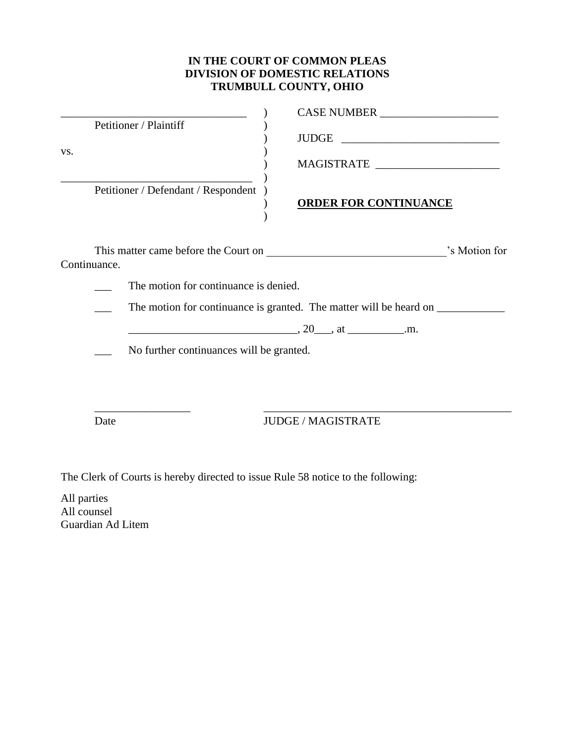**IN THE COURT OF COMMON PLEAS**
**DIVISION OF DOMESTIC RELATIONS**
**TRUMBULL COUNTY, OHIO**

| | | |
|---|---|---|
| ________________________________ | ) | CASE NUMBER ____________________ |
| Petitioner / Plaintiff | ) | |
| | ) | JUDGE ___________________________ |
| vs. | ) | |
| | ) | MAGISTRATE _____________________ |
| ________________________________ | ) | |
| Petitioner / Defendant / Respondent | ) | |
| | ) | **ORDER FOR CONTINUANCE** |
| | ) | |

This matter came before the Court on ______________________________'s Motion for Continuance.

___ The motion for continuance is denied.

___ The motion for continuance is granted. The matter will be heard on ____________ _____________________________, 20___, at __________.m.

___ No further continuances will be granted.

________________ Date

____________________________________________ JUDGE / MAGISTRATE

The Clerk of Courts is hereby directed to issue Rule 58 notice to the following:

All parties
All counsel
Guardian Ad Litem